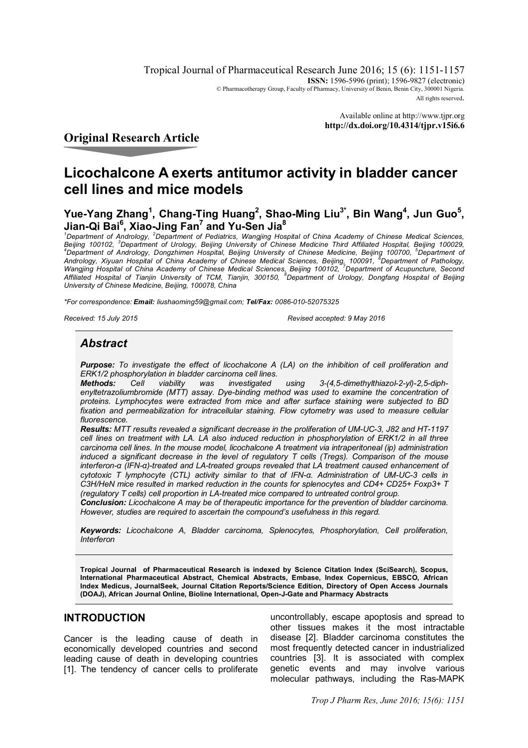Tropical Journal of Pharmaceutical Research June 2016; 15 (6): 1151-1157
**ISSN:** 1596-5996 (print); 1596-9827 (electronic)
© Pharmacotherapy Group, Faculty of Pharmacy, University of Benin, Benin City, 300001 Nigeria.
All rights reserved.

Available online at http://www.tjpr.org
**http://dx.doi.org/10.4314/tjpr.v15i6.6**

## Original Research Article

# Licochalcone A exerts antitumor activity in bladder cancer cell lines and mice models

**Yue-Yang Zhang[1], Chang-Ting Huang[2], Shao-Ming Liu[3*], Bin Wang[4], Jun Guo[5], Jian-Qi Bai[6], Xiao-Jing Fan[7] and Yu-Sen Jia[8]**

*[1]Department of Andrology, [2]Department of Pediatrics, Wangjing Hospital of China Academy of Chinese Medical Sciences, Beijing 100102, [3]Department of Urology, Beijing University of Chinese Medicine Third Affiliated Hospital, Beijing 100029, [4]Department of Andrology, Dongzhimen Hospital, Beijing University of Chinese Medicine, Beijing 100700, [5]Department of Andrology, Xiyuan Hospital of China Academy of Chinese Medical Sciences, Beijing, 100091, [6]Department of Pathology, Wangjing Hospital of China Academy of Chinese Medical Sciences, Beijing 100102, [7]Department of Acupuncture, Second Affiliated Hospital of Tianjin University of TCM, Tianjin, 300150, [8]Department of Urology, Dongfang Hospital of Beijing University of Chinese Medicine, Beijing, 100078, China*

*\*For correspondence: **Email:** liushaoming59@gmail.com; **Tel/Fax:** 0086-010-52075325*

*Received: 15 July 2015* *Revised accepted: 9 May 2016*

## Abstract

***Purpose:*** *To investigate the effect of licochalcone A (LA) on the inhibition of cell proliferation and ERK1/2 phosphorylation in bladder carcinoma cell lines.*

***Methods:*** *Cell viability was investigated using 3-(4,5-dimethylthiazol-2-yl)-2,5-diphenyltetrazoliumbromide (MTT) assay. Dye-binding method was used to examine the concentration of proteins. Lymphocytes were extracted from mice and after surface staining were subjected to BD fixation and permeabilization for intracellular staining. Flow cytometry was used to measure cellular fluorescence.*

***Results:*** *MTT results revealed a significant decrease in the proliferation of UM-UC-3, J82 and HT-1197 cell lines on treatment with LA. LA also induced reduction in phosphorylation of ERK1/2 in all three carcinoma cell lines. In the mouse model, licochalcone A treatment via intraperitoneal (ip) administration induced a significant decrease in the level of regulatory T cells (Tregs). Comparison of the mouse interferon-α (IFN-α)-treated and LA-treated groups revealed that LA treatment caused enhancement of cytotoxic T lymphocyte (CTL) activity similar to that of IFN-α. Administration of UM-UC-3 cells in C3H/HeN mice resulted in marked reduction in the counts for splenocytes and CD4+ CD25+ Foxp3+ T (regulatory T cells) cell proportion in LA-treated mice compared to untreated control group.*

***Conclusion:*** *Licochalcone A may be of therapeutic importance for the prevention of bladder carcinoma. However, studies are required to ascertain the compound's usefulness in this regard.*

***Keywords:*** *Licochalcone A, Bladder carcinoma, Splenocytes, Phosphorylation, Cell proliferation, Interferon*

**Tropical Journal of Pharmaceutical Research is indexed by Science Citation Index (SciSearch), Scopus, International Pharmaceutical Abstract, Chemical Abstracts, Embase, Index Copernicus, EBSCO, African Index Medicus, JournalSeek, Journal Citation Reports/Science Edition, Directory of Open Access Journals (DOAJ), African Journal Online, Bioline International, Open-J-Gate and Pharmacy Abstracts**

## INTRODUCTION

Cancer is the leading cause of death in economically developed countries and second leading cause of death in developing countries [1]. The tendency of cancer cells to proliferate uncontrollably, escape apoptosis and spread to other tissues makes it the most intractable disease [2]. Bladder carcinoma constitutes the most frequently detected cancer in industrialized countries [3]. It is associated with complex genetic events and may involve various molecular pathways, including the Ras-MAPK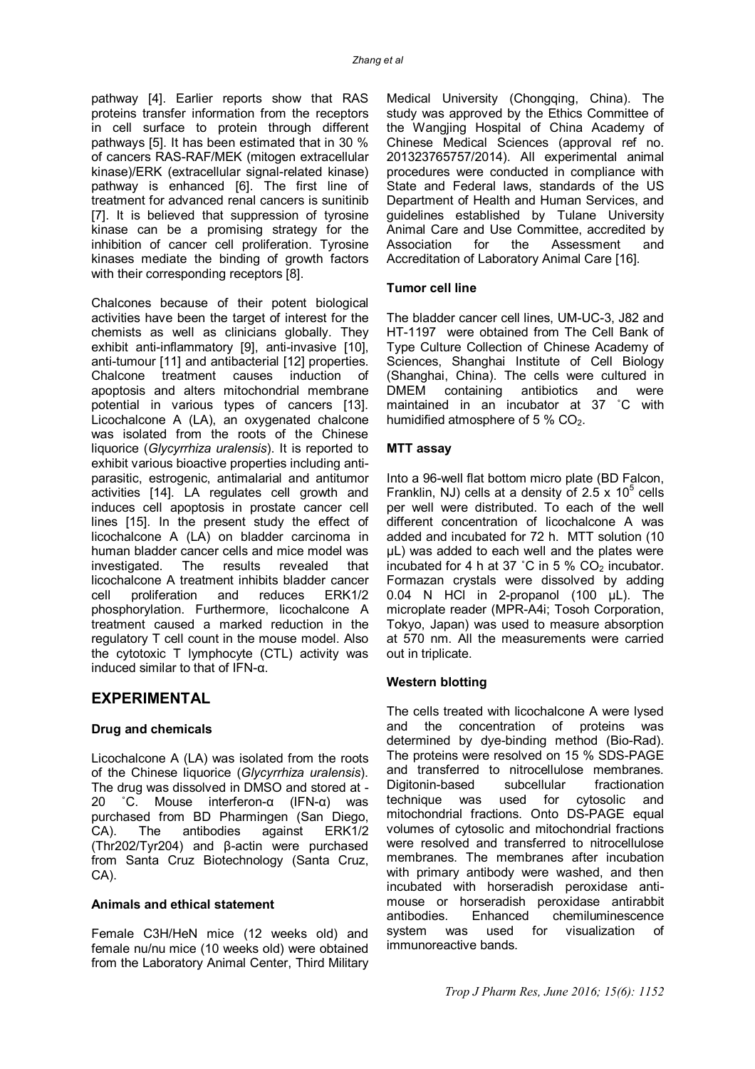pathway [4]. Earlier reports show that RAS proteins transfer information from the receptors in cell surface to protein through different pathways [5]. It has been estimated that in 30 % of cancers RAS-RAF/MEK (mitogen extracellular kinase)/ERK (extracellular signal-related kinase) pathway is enhanced [6]. The first line of treatment for advanced renal cancers is sunitinib [7]. It is believed that suppression of tyrosine kinase can be a promising strategy for the inhibition of cancer cell proliferation. Tyrosine kinases mediate the binding of growth factors with their corresponding receptors [8].

Chalcones because of their potent biological activities have been the target of interest for the chemists as well as clinicians globally. They exhibit anti-inflammatory [9], anti-invasive [10], anti-tumour [11] and antibacterial [12] properties. Chalcone treatment causes induction of apoptosis and alters mitochondrial membrane potential in various types of cancers [13]. Licochalcone A (LA), an oxygenated chalcone was isolated from the roots of the Chinese liquorice (*Glycyrrhiza uralensis*). It is reported to exhibit various bioactive properties including anti-parasitic, estrogenic, antimalarial and antitumor activities [14]. LA regulates cell growth and induces cell apoptosis in prostate cancer cell lines [15]. In the present study the effect of licochalcone A (LA) on bladder carcinoma in human bladder cancer cells and mice model was investigated. The results revealed that licochalcone A treatment inhibits bladder cancer cell proliferation and reduces ERK1/2 phosphorylation. Furthermore, licochalcone A treatment caused a marked reduction in the regulatory T cell count in the mouse model. Also the cytotoxic T lymphocyte (CTL) activity was induced similar to that of IFN-α.

## EXPERIMENTAL

### Drug and chemicals

Licochalcone A (LA) was isolated from the roots of the Chinese liquorice (*Glycyrrhiza uralensis*). The drug was dissolved in DMSO and stored at -20 ˚C. Mouse interferon-α (IFN-α) was purchased from BD Pharmingen (San Diego, CA). The antibodies against ERK1/2 (Thr202/Tyr204) and β-actin were purchased from Santa Cruz Biotechnology (Santa Cruz, CA).

### Animals and ethical statement

Female C3H/HeN mice (12 weeks old) and female nu/nu mice (10 weeks old) were obtained from the Laboratory Animal Center, Third Military Medical University (Chongqing, China). The study was approved by the Ethics Committee of the Wangjing Hospital of China Academy of Chinese Medical Sciences (approval ref no. 201323765757/2014). All experimental animal procedures were conducted in compliance with State and Federal laws, standards of the US Department of Health and Human Services, and guidelines established by Tulane University Animal Care and Use Committee, accredited by Association for the Assessment and Accreditation of Laboratory Animal Care [16].

### Tumor cell line

The bladder cancer cell lines, UM-UC-3, J82 and HT-1197 were obtained from The Cell Bank of Type Culture Collection of Chinese Academy of Sciences, Shanghai Institute of Cell Biology (Shanghai, China). The cells were cultured in DMEM containing antibiotics and were maintained in an incubator at 37 ˚C with humidified atmosphere of 5 % $CO_2$.

### MTT assay

Into a 96-well flat bottom micro plate (BD Falcon, Franklin, NJ) cells at a density of $2.5 \times 10^5$ cells per well were distributed. To each of the well different concentration of licochalcone A was added and incubated for 72 h. MTT solution (10 μL) was added to each well and the plates were incubated for 4 h at 37 ˚C in 5 % $CO_2$ incubator. Formazan crystals were dissolved by adding 0.04 N HCl in 2-propanol (100 μL). The microplate reader (MPR-A4i; Tosoh Corporation, Tokyo, Japan) was used to measure absorption at 570 nm. All the measurements were carried out in triplicate.

### Western blotting

The cells treated with licochalcone A were lysed and the concentration of proteins was determined by dye-binding method (Bio-Rad). The proteins were resolved on 15 % SDS-PAGE and transferred to nitrocellulose membranes. Digitonin-based subcellular fractionation technique was used for cytosolic and mitochondrial fractions. Onto DS-PAGE equal volumes of cytosolic and mitochondrial fractions were resolved and transferred to nitrocellulose membranes. The membranes after incubation with primary antibody were washed, and then incubated with horseradish peroxidase anti-mouse or horseradish peroxidase antirabbit antibodies. Enhanced chemiluminescence system was used for visualization of immunoreactive bands.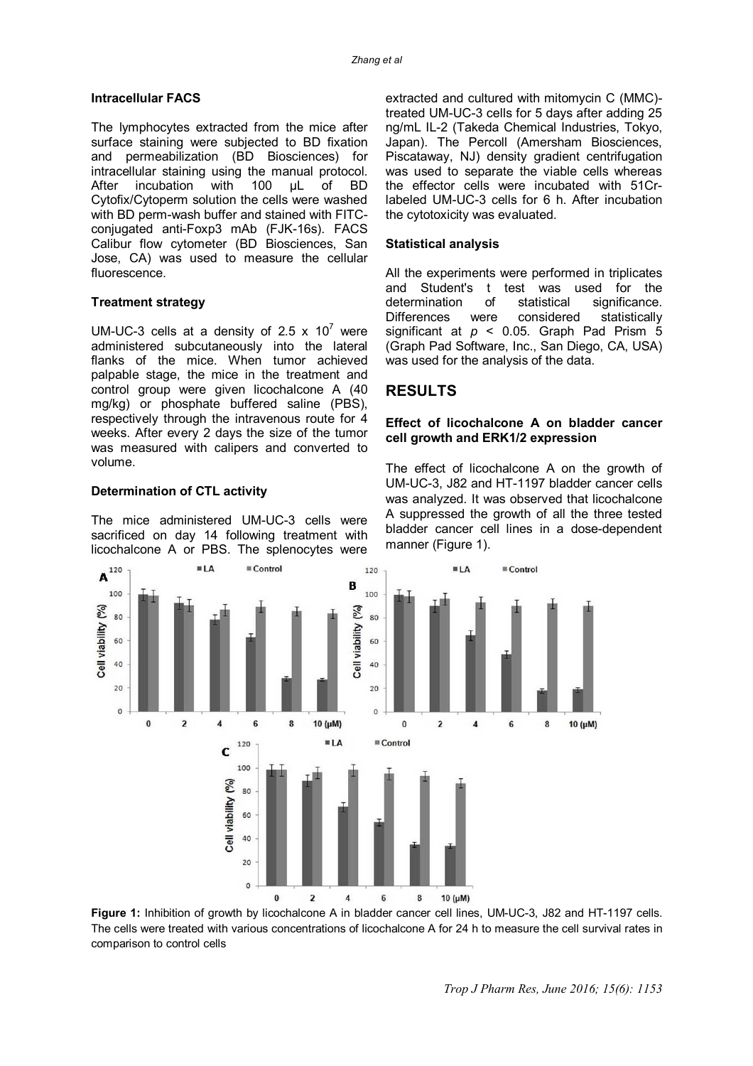#### Intracellular FACS

The lymphocytes extracted from the mice after surface staining were subjected to BD fixation and permeabilization (BD Biosciences) for intracellular staining using the manual protocol. After incubation with 100 μL of BD Cytofix/Cytoperm solution the cells were washed with BD perm-wash buffer and stained with FITC-conjugated anti-Foxp3 mAb (FJK-16s). FACS Calibur flow cytometer (BD Biosciences, San Jose, CA) was used to measure the cellular fluorescence.

#### Treatment strategy

UM-UC-3 cells at a density of 2.5 x $10^7$ were administered subcutaneously into the lateral flanks of the mice. When tumor achieved palpable stage, the mice in the treatment and control group were given licochalcone A (40 mg/kg) or phosphate buffered saline (PBS), respectively through the intravenous route for 4 weeks. After every 2 days the size of the tumor was measured with calipers and converted to volume.

#### Determination of CTL activity

The mice administered UM-UC-3 cells were sacrificed on day 14 following treatment with licochalcone A or PBS. The splenocytes were extracted and cultured with mitomycin C (MMC)-treated UM-UC-3 cells for 5 days after adding 25 ng/mL IL-2 (Takeda Chemical Industries, Tokyo, Japan). The Percoll (Amersham Biosciences, Piscataway, NJ) density gradient centrifugation was used to separate the viable cells whereas the effector cells were incubated with 51Cr-labeled UM-UC-3 cells for 6 h. After incubation the cytotoxicity was evaluated.

#### Statistical analysis

All the experiments were performed in triplicates and Student's t test was used for the determination of statistical significance. Differences were considered statistically significant at $p < 0.05$. Graph Pad Prism 5 (Graph Pad Software, Inc., San Diego, CA, USA) was used for the analysis of the data.

## RESULTS

#### Effect of licochalcone A on bladder cancer cell growth and ERK1/2 expression

The effect of licochalcone A on the growth of UM-UC-3, J82 and HT-1197 bladder cancer cells was analyzed. It was observed that licochalcone A suppressed the growth of all the three tested bladder cancer cell lines in a dose-dependent manner (Figure 1).

**Figure 1:** Inhibition of growth by licochalcone A in bladder cancer cell lines, UM-UC-3, J82 and HT-1197 cells. The cells were treated with various concentrations of licochalcone A for 24 h to measure the cell survival rates in comparison to control cells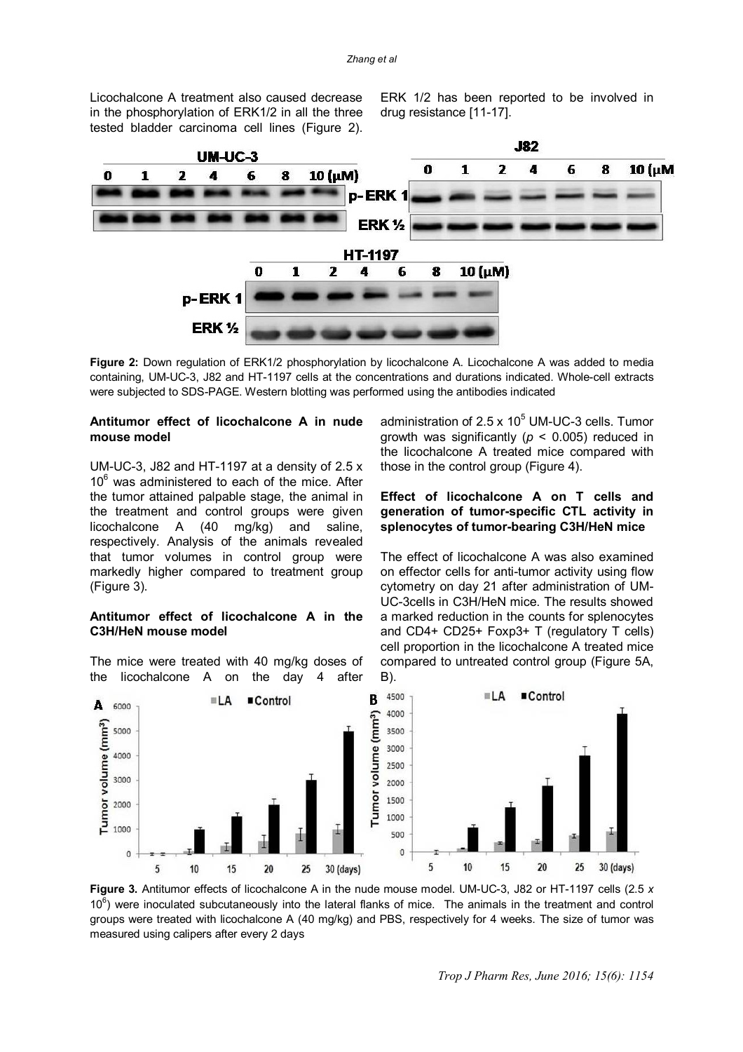Licochalcone A treatment also caused decrease in the phosphorylation of ERK1/2 in all the three tested bladder carcinoma cell lines (Figure 2). ERK 1/2 has been reported to be involved in drug resistance [11-17].

**Figure 2:** Down regulation of ERK1/2 phosphorylation by licochalcone A. Licochalcone A was added to media containing, UM-UC-3, J82 and HT-1197 cells at the concentrations and durations indicated. Whole-cell extracts were subjected to SDS-PAGE. Western blotting was performed using the antibodies indicated

### Antitumor effect of licochalcone A in nude mouse model

UM-UC-3, J82 and HT-1197 at a density of 2.5 x $10^6$ was administered to each of the mice. After the tumor attained palpable stage, the animal in the treatment and control groups were given licochalcone A (40 mg/kg) and saline, respectively. Analysis of the animals revealed that tumor volumes in control group were markedly higher compared to treatment group (Figure 3).

### Antitumor effect of licochalcone A in the C3H/HeN mouse model

The mice were treated with 40 mg/kg doses of the licochalcone A on the day 4 after administration of 2.5 x $10^5$ UM-UC-3 cells. Tumor growth was significantly ($p < 0.005$) reduced in the licochalcone A treated mice compared with those in the control group (Figure 4).

### Effect of licochalcone A on T cells and generation of tumor-specific CTL activity in splenocytes of tumor-bearing C3H/HeN mice

The effect of licochalcone A was also examined on effector cells for anti-tumor activity using flow cytometry on day 21 after administration of UM-UC-3cells in C3H/HeN mice. The results showed a marked reduction in the counts for splenocytes and CD4+ CD25+ Foxp3+ T (regulatory T cells) cell proportion in the licochalcone A treated mice compared to untreated control group (Figure 5A, B).

**Figure 3.** Antitumor effects of licochalcone A in the nude mouse model. UM-UC-3, J82 or HT-1197 cells (2.5 x $10^6$) were inoculated subcutaneously into the lateral flanks of mice. The animals in the treatment and control groups were treated with licochalcone A (40 mg/kg) and PBS, respectively for 4 weeks. The size of tumor was measured using calipers after every 2 days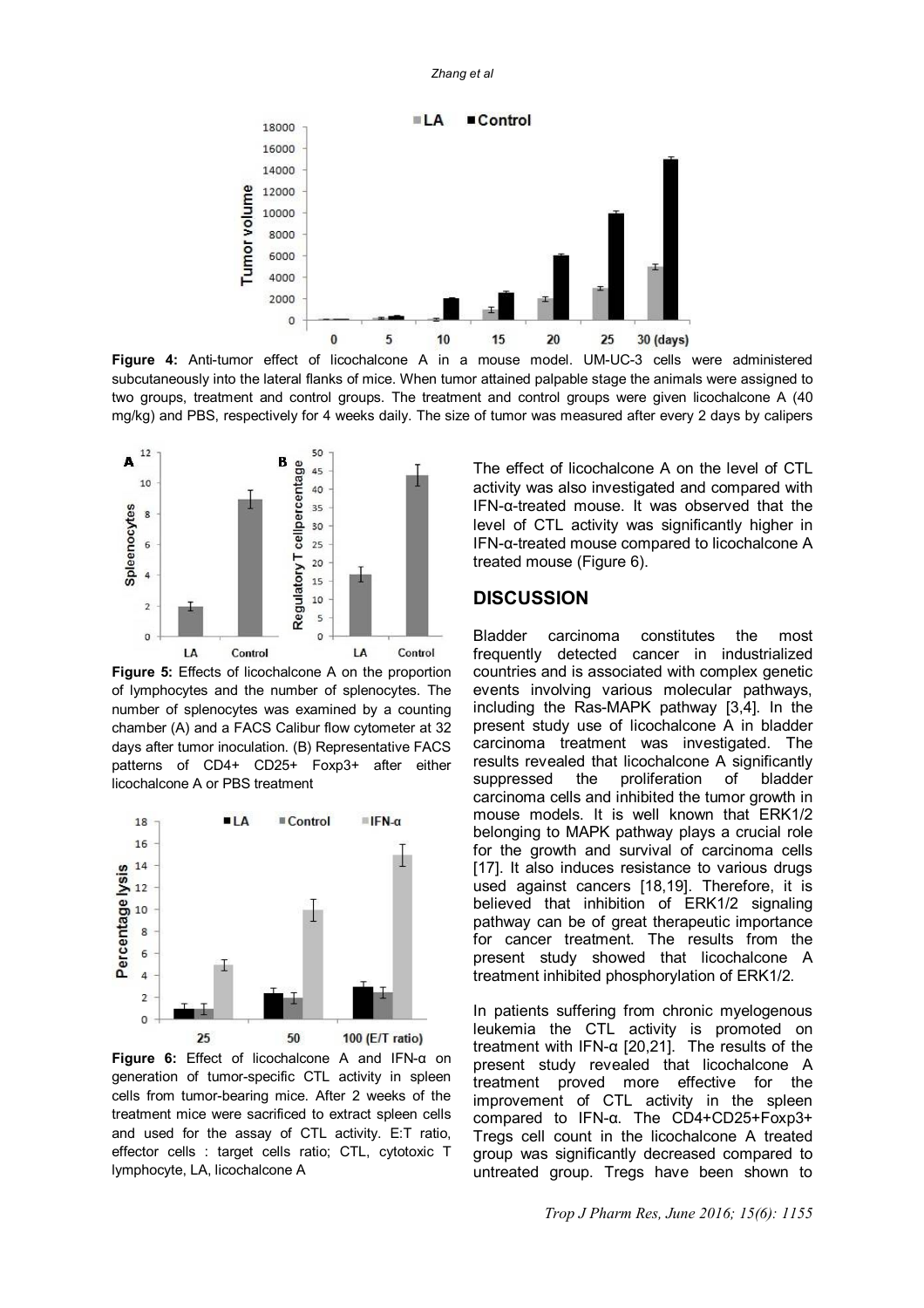**Figure 4:** Anti-tumor effect of licochalcone A in a mouse model. UM-UC-3 cells were administered subcutaneously into the lateral flanks of mice. When tumor attained palpable stage the animals were assigned to two groups, treatment and control groups. The treatment and control groups were given licochalcone A (40 mg/kg) and PBS, respectively for 4 weeks daily. The size of tumor was measured after every 2 days by calipers

**Figure 5:** Effects of licochalcone A on the proportion of lymphocytes and the number of splenocytes. The number of splenocytes was examined by a counting chamber (A) and a FACS Calibur flow cytometer at 32 days after tumor inoculation. (B) Representative FACS patterns of CD4+ CD25+ Foxp3+ after either licochalcone A or PBS treatment

**Figure 6:** Effect of licochalcone A and IFN-α on generation of tumor-specific CTL activity in spleen cells from tumor-bearing mice. After 2 weeks of the treatment mice were sacrificed to extract spleen cells and used for the assay of CTL activity. E:T ratio, effector cells : target cells ratio; CTL, cytotoxic T lymphocyte, LA, licochalcone A

The effect of licochalcone A on the level of CTL activity was also investigated and compared with IFN-α-treated mouse. It was observed that the level of CTL activity was significantly higher in IFN-α-treated mouse compared to licochalcone A treated mouse (Figure 6).

## DISCUSSION

Bladder carcinoma constitutes the most frequently detected cancer in industrialized countries and is associated with complex genetic events involving various molecular pathways, including the Ras-MAPK pathway [3,4]. In the present study use of licochalcone A in bladder carcinoma treatment was investigated. The results revealed that licochalcone A significantly suppressed the proliferation of bladder carcinoma cells and inhibited the tumor growth in mouse models. It is well known that ERK1/2 belonging to MAPK pathway plays a crucial role for the growth and survival of carcinoma cells [17]. It also induces resistance to various drugs used against cancers [18,19]. Therefore, it is believed that inhibition of ERK1/2 signaling pathway can be of great therapeutic importance for cancer treatment. The results from the present study showed that licochalcone A treatment inhibited phosphorylation of ERK1/2.

In patients suffering from chronic myelogenous leukemia the CTL activity is promoted on treatment with IFN-α [20,21]. The results of the present study revealed that licochalcone A treatment proved more effective for the improvement of CTL activity in the spleen compared to IFN-α. The CD4+CD25+Foxp3+ Tregs cell count in the licochalcone A treated group was significantly decreased compared to untreated group. Tregs have been shown to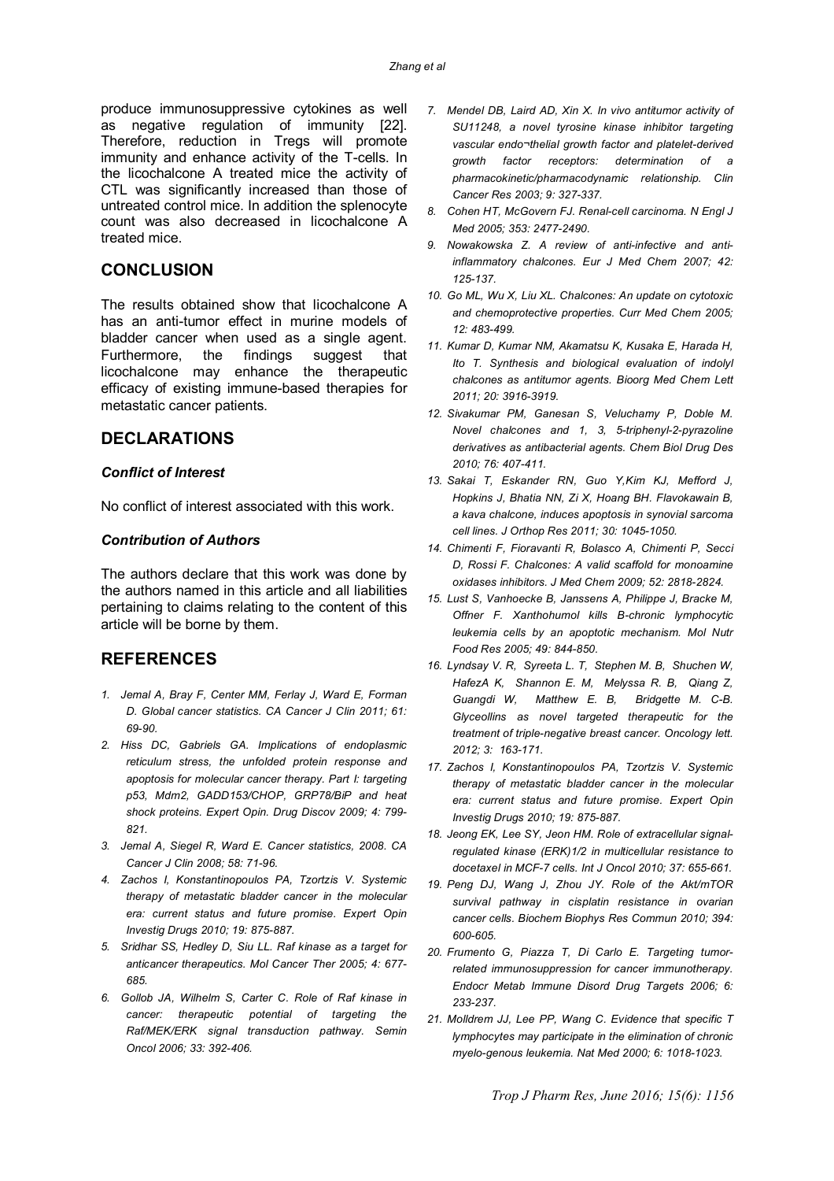produce immunosuppressive cytokines as well as negative regulation of immunity [22]. Therefore, reduction in Tregs will promote immunity and enhance activity of the T-cells. In the licochalcone A treated mice the activity of CTL was significantly increased than those of untreated control mice. In addition the splenocyte count was also decreased in licochalcone A treated mice.

## CONCLUSION

The results obtained show that licochalcone A has an anti-tumor effect in murine models of bladder cancer when used as a single agent. Furthermore, the findings suggest that licochalcone may enhance the therapeutic efficacy of existing immune-based therapies for metastatic cancer patients.

## DECLARATIONS

### *Conflict of Interest*

No conflict of interest associated with this work.

### *Contribution of Authors*

The authors declare that this work was done by the authors named in this article and all liabilities pertaining to claims relating to the content of this article will be borne by them.

## REFERENCES

1. *Jemal A, Bray F, Center MM, Ferlay J, Ward E, Forman D. Global cancer statistics. CA Cancer J Clin 2011; 61: 69-90.*
2. *Hiss DC, Gabriels GA. Implications of endoplasmic reticulum stress, the unfolded protein response and apoptosis for molecular cancer therapy. Part I: targeting p53, Mdm2, GADD153/CHOP, GRP78/BiP and heat shock proteins. Expert Opin. Drug Discov 2009; 4: 799-821.*
3. *Jemal A, Siegel R, Ward E. Cancer statistics, 2008. CA Cancer J Clin 2008; 58: 71-96.*
4. *Zachos I, Konstantinopoulos PA, Tzortzis V. Systemic therapy of metastatic bladder cancer in the molecular era: current status and future promise. Expert Opin Investig Drugs 2010; 19: 875-887.*
5. *Sridhar SS, Hedley D, Siu LL. Raf kinase as a target for anticancer therapeutics. Mol Cancer Ther 2005; 4: 677-685.*
6. *Gollob JA, Wilhelm S, Carter C. Role of Raf kinase in cancer: therapeutic potential of targeting the Raf/MEK/ERK signal transduction pathway. Semin Oncol 2006; 33: 392-406.*
7. *Mendel DB, Laird AD, Xin X. In vivo antitumor activity of SU11248, a novel tyrosine kinase inhibitor targeting vascular endo¬thelial growth factor and platelet-derived growth factor receptors: determination of a pharmacokinetic/pharmacodynamic relationship. Clin Cancer Res 2003; 9: 327-337.*
8. *Cohen HT, McGovern FJ. Renal-cell carcinoma. N Engl J Med 2005; 353: 2477-2490.*
9. *Nowakowska Z. A review of anti-infective and anti-inflammatory chalcones. Eur J Med Chem 2007; 42: 125-137.*
10. *Go ML, Wu X, Liu XL. Chalcones: An update on cytotoxic and chemoprotective properties. Curr Med Chem 2005; 12: 483-499.*
11. *Kumar D, Kumar NM, Akamatsu K, Kusaka E, Harada H, Ito T. Synthesis and biological evaluation of indolyl chalcones as antitumor agents. Bioorg Med Chem Lett 2011; 20: 3916-3919.*
12. *Sivakumar PM, Ganesan S, Veluchamy P, Doble M. Novel chalcones and 1, 3, 5-triphenyl-2-pyrazoline derivatives as antibacterial agents. Chem Biol Drug Des 2010; 76: 407-411.*
13. *Sakai T, Eskander RN, Guo Y,Kim KJ, Mefford J, Hopkins J, Bhatia NN, Zi X, Hoang BH. Flavokawain B, a kava chalcone, induces apoptosis in synovial sarcoma cell lines. J Orthop Res 2011; 30: 1045-1050.*
14. *Chimenti F, Fioravanti R, Bolasco A, Chimenti P, Secci D, Rossi F. Chalcones: A valid scaffold for monoamine oxidases inhibitors. J Med Chem 2009; 52: 2818-2824.*
15. *Lust S, Vanhoecke B, Janssens A, Philippe J, Bracke M, Offner F. Xanthohumol kills B-chronic lymphocytic leukemia cells by an apoptotic mechanism. Mol Nutr Food Res 2005; 49: 844-850.*
16. *Lyndsay V. R, Syreeta L. T, Stephen M. B, Shuchen W, HafezA K, Shannon E. M, Melyssa R. B, Qiang Z, Guangdi W, Matthew E. B, Bridgette M. C-B. Glyceollins as novel targeted therapeutic for the treatment of triple-negative breast cancer. Oncology lett. 2012; 3: 163-171.*
17. *Zachos I, Konstantinopoulos PA, Tzortzis V. Systemic therapy of metastatic bladder cancer in the molecular era: current status and future promise. Expert Opin Investig Drugs 2010; 19: 875-887.*
18. *Jeong EK, Lee SY, Jeon HM. Role of extracellular signal-regulated kinase (ERK)1/2 in multicellular resistance to docetaxel in MCF-7 cells. Int J Oncol 2010; 37: 655-661.*
19. *Peng DJ, Wang J, Zhou JY. Role of the Akt/mTOR survival pathway in cisplatin resistance in ovarian cancer cells. Biochem Biophys Res Commun 2010; 394: 600-605.*
20. *Frumento G, Piazza T, Di Carlo E. Targeting tumor-related immunosuppression for cancer immunotherapy. Endocr Metab Immune Disord Drug Targets 2006; 6: 233-237.*
21. *Molldrem JJ, Lee PP, Wang C. Evidence that specific T lymphocytes may participate in the elimination of chronic myelo-genous leukemia. Nat Med 2000; 6: 1018-1023.*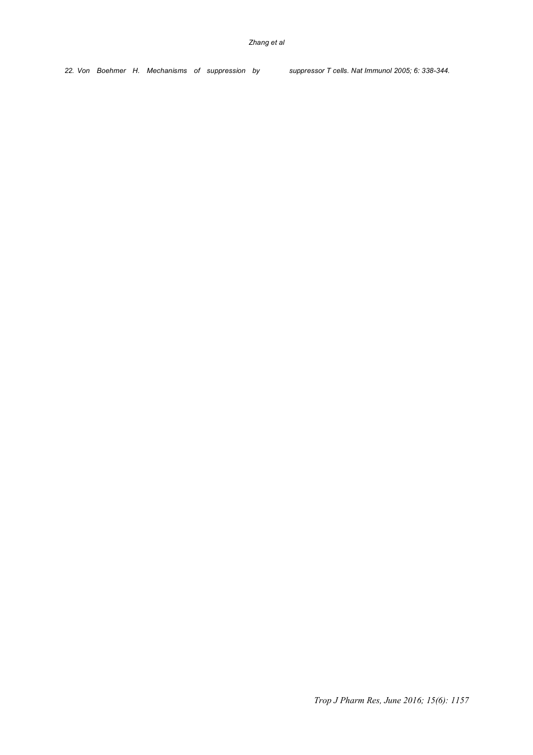22. Von Boehmer H. Mechanisms of suppression by suppressor T cells. Nat Immunol 2005; 6: 338-344.